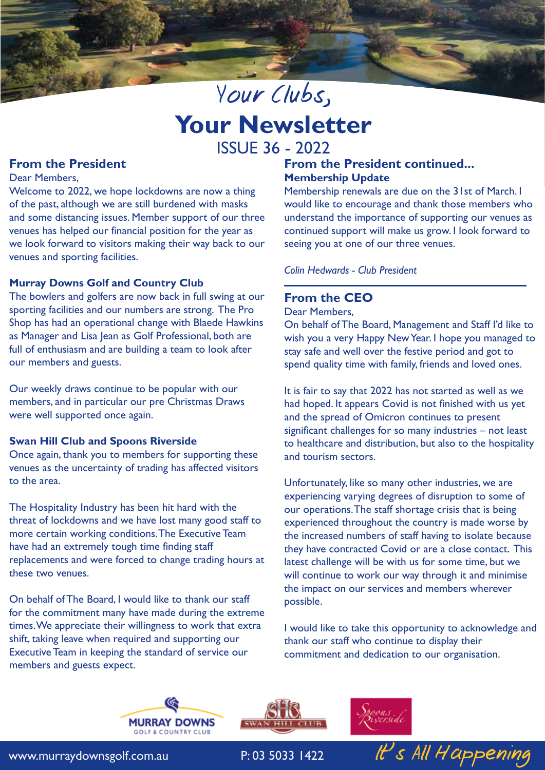# Your Clubs,

# Your Newsletter

## ISSUE 36 - 2022

## From the President

Dear Members,

Welcome to 2022, we hope lockdowns are now a thing of the past, although we are still burdened with masks and some distancing issues. Member support of our three venues has helped our financial position for the year as we look forward to visitors making their way back to our venues and sporting facilities.

### Murray Downs Golf and Country Club

The bowlers and golfers are now back in full swing at our sporting facilities and our numbers are strong. The Pro Shop has had an operational change with Blaede Hawkins as Manager and Lisa Jean as Golf Professional, both are full of enthusiasm and are building a team to look after our members and guests.

Our weekly draws continue to be popular with our members, and in particular our pre Christmas Draws were well supported once again.

### Swan Hill Club and Spoons Riverside

Once again, thank you to members for supporting these venues as the uncertainty of trading has affected visitors to the area.

The Hospitality Industry has been hit hard with the threat of lockdowns and we have lost many good staff to more certain working conditions. The Executive Team have had an extremely tough time finding staff replacements and were forced to change trading hours at these two venues.

On behalf of The Board, I would like to thank our staff for the commitment many have made during the extreme times. We appreciate their willingness to work that extra shift, taking leave when required and supporting our Executive Team in keeping the standard of service our members and guests expect.

## From the President continued...

### Membership Update

Membership renewals are due on the 31st of March. I would like to encourage and thank those members who understand the importance of supporting our venues as continued support will make us grow. I look forward to seeing you at one of our three venues.

*Colin Hedwards - Club President*

## From the CEO

Dear Members,

On behalf of The Board, Management and Staff I'd like to wish you a very Happy New Year. I hope you managed to stay safe and well over the festive period and got to spend quality time with family, friends and loved ones.

It is fair to say that 2022 has not started as well as we had hoped. It appears Covid is not finished with us yet and the spread of Omicron continues to present significant challenges for so many industries – not least to healthcare and distribution, but also to the hospitality and tourism sectors.

Unfortunately, like so many other industries, we are experiencing varying degrees of disruption to some of our operations. The staff shortage crisis that is being experienced throughout the country is made worse by the increased numbers of staff having to isolate because they have contracted Covid or are a close contact. This latest challenge will be with us for some time, but we will continue to work our way through it and minimise the impact on our services and members wherever possible.

I would like to take this opportunity to acknowledge and thank our staff who continue to display their commitment and dedication to our organisation.

MURRAY DOWNS GOLF & COUNTRY CLUB | SWAN HILL CLUB | Spoons Riverside

www.murraydownsgolf.com.au P: 03 5033 1422 It's All Happening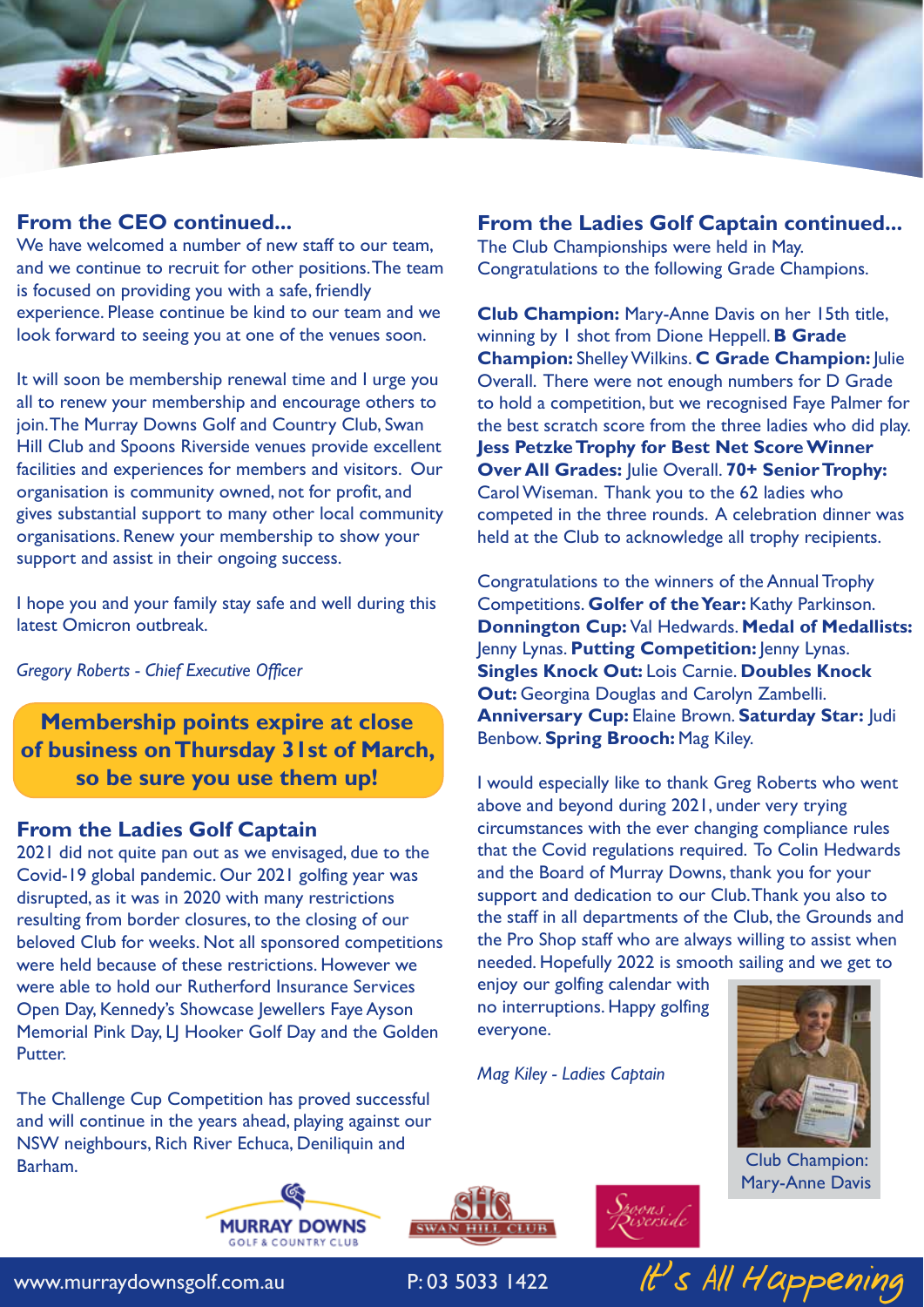## From the CEO continued...

We have welcomed a number of new staff to our team, and we continue to recruit for other positions. The team is focused on providing you with a safe, friendly experience. Please continue be kind to our team and we look forward to seeing you at one of the venues soon.

It will soon be membership renewal time and I urge you all to renew your membership and encourage others to join. The Murray Downs Golf and Country Club, Swan Hill Club and Spoons Riverside venues provide excellent facilities and experiences for members and visitors. Our organisation is community owned, not for profit, and gives substantial support to many other local community organisations. Renew your membership to show your support and assist in their ongoing success.

I hope you and your family stay safe and well during this latest Omicron outbreak.

*Gregory Roberts - Chief Executive Officer*

**Membership points expire at close of business on Thursday 31st of March, so be sure you use them up!**

## From the Ladies Golf Captain

2021 did not quite pan out as we envisaged, due to the Covid-19 global pandemic. Our 2021 golfing year was disrupted, as it was in 2020 with many restrictions resulting from border closures, to the closing of our beloved Club for weeks. Not all sponsored competitions were held because of these restrictions. However we were able to hold our Rutherford Insurance Services Open Day, Kennedy's Showcase Jewellers Faye Ayson Memorial Pink Day, LJ Hooker Golf Day and the Golden Putter.

The Challenge Cup Competition has proved successful and will continue in the years ahead, playing against our NSW neighbours, Rich River Echuca, Deniliquin and Barham.

## From the Ladies Golf Captain continued...

The Club Championships were held in May. Congratulations to the following Grade Champions.

**Club Champion:** Mary-Anne Davis on her 15th title, winning by 1 shot from Dione Heppell. **B Grade Champion:** Shelley Wilkins. **C Grade Champion:** Julie Overall. There were not enough numbers for D Grade to hold a competition, but we recognised Faye Palmer for the best scratch score from the three ladies who did play. **Jess Petzke Trophy for Best Net Score Winner Over All Grades:** Julie Overall. **70+ Senior Trophy:** Carol Wiseman. Thank you to the 62 ladies who competed in the three rounds. A celebration dinner was held at the Club to acknowledge all trophy recipients.

Congratulations to the winners of the Annual Trophy Competitions. **Golfer of the Year:** Kathy Parkinson. **Donnington Cup:** Val Hedwards. **Medal of Medallists:** Jenny Lynas. **Putting Competition:** Jenny Lynas. **Singles Knock Out:** Lois Carnie. **Doubles Knock Out:** Georgina Douglas and Carolyn Zambelli. **Anniversary Cup:** Elaine Brown. **Saturday Star:** Judi Benbow. **Spring Brooch:** Mag Kiley.

I would especially like to thank Greg Roberts who went above and beyond during 2021, under very trying circumstances with the ever changing compliance rules that the Covid regulations required. To Colin Hedwards and the Board of Murray Downs, thank you for your support and dedication to our Club. Thank you also to the staff in all departments of the Club, the Grounds and the Pro Shop staff who are always willing to assist when needed. Hopefully 2022 is smooth sailing and we get to enjoy our golfing calendar with no interruptions. Happy golfing everyone.

*Mag Kiley - Ladies Captain*

Club Champion: Mary-Anne Davis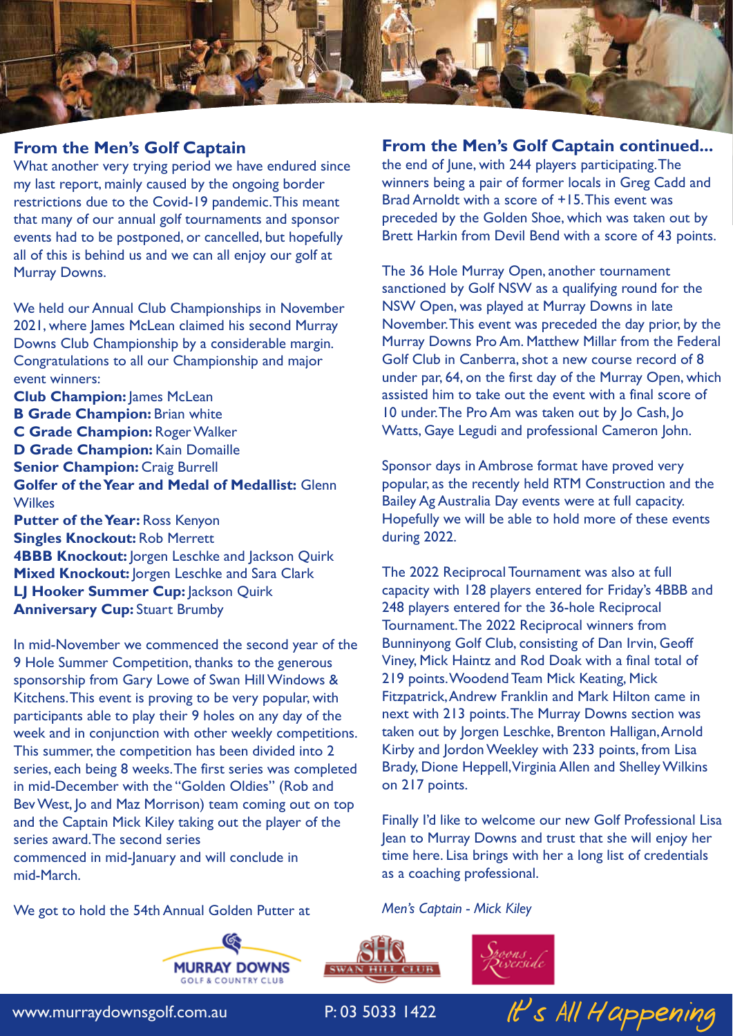## From the Men's Golf Captain

What another very trying period we have endured since my last report, mainly caused by the ongoing border restrictions due to the Covid-19 pandemic. This meant that many of our annual golf tournaments and sponsor events had to be postponed, or cancelled, but hopefully all of this is behind us and we can all enjoy our golf at Murray Downs.

We held our Annual Club Championships in November 2021, where James McLean claimed his second Murray Downs Club Championship by a considerable margin. Congratulations to all our Championship and major event winners:

**Club Champion:** James McLean
**B Grade Champion:** Brian white
**C Grade Champion:** Roger Walker
**D Grade Champion:** Kain Domaille
**Senior Champion:** Craig Burrell
**Golfer of the Year and Medal of Medallist:** Glenn Wilkes
**Putter of the Year:** Ross Kenyon
**Singles Knockout:** Rob Merrett
**4BBB Knockout:** Jorgen Leschke and Jackson Quirk
**Mixed Knockout:** Jorgen Leschke and Sara Clark
**LJ Hooker Summer Cup:** Jackson Quirk
**Anniversary Cup:** Stuart Brumby

In mid-November we commenced the second year of the 9 Hole Summer Competition, thanks to the generous sponsorship from Gary Lowe of Swan Hill Windows & Kitchens. This event is proving to be very popular, with participants able to play their 9 holes on any day of the week and in conjunction with other weekly competitions. This summer, the competition has been divided into 2 series, each being 8 weeks. The first series was completed in mid-December with the "Golden Oldies" (Rob and Bev West, Jo and Maz Morrison) team coming out on top and the Captain Mick Kiley taking out the player of the series award. The second series commenced in mid-January and will conclude in mid-March.

We got to hold the 54th Annual Golden Putter at the end of June, with 244 players participating. The winners being a pair of former locals in Greg Cadd and Brad Arnoldt with a score of +15. This event was preceded by the Golden Shoe, which was taken out by Brett Harkin from Devil Bend with a score of 43 points.

The 36 Hole Murray Open, another tournament sanctioned by Golf NSW as a qualifying round for the NSW Open, was played at Murray Downs in late November. This event was preceded the day prior, by the Murray Downs Pro Am. Matthew Millar from the Federal Golf Club in Canberra, shot a new course record of 8 under par, 64, on the first day of the Murray Open, which assisted him to take out the event with a final score of 10 under. The Pro Am was taken out by Jo Cash, Jo Watts, Gaye Legudi and professional Cameron John.

Sponsor days in Ambrose format have proved very popular, as the recently held RTM Construction and the Bailey Ag Australia Day events were at full capacity. Hopefully we will be able to hold more of these events during 2022.

The 2022 Reciprocal Tournament was also at full capacity with 128 players entered for Friday's 4BBB and 248 players entered for the 36-hole Reciprocal Tournament. The 2022 Reciprocal winners from Bunninyong Golf Club, consisting of Dan Irvin, Geoff Viney, Mick Haintz and Rod Doak with a final total of 219 points. Woodend Team Mick Keating, Mick Fitzpatrick, Andrew Franklin and Mark Hilton came in next with 213 points. The Murray Downs section was taken out by Jorgen Leschke, Brenton Halligan, Arnold Kirby and Jordon Weekley with 233 points, from Lisa Brady, Dione Heppell, Virginia Allen and Shelley Wilkins on 217 points.

Finally I'd like to welcome our new Golf Professional Lisa Jean to Murray Downs and trust that she will enjoy her time here. Lisa brings with her a long list of credentials as a coaching professional.

*Men's Captain - Mick Kiley*

www.murraydownsgolf.com.au P: 03 5033 1422 It's All Happening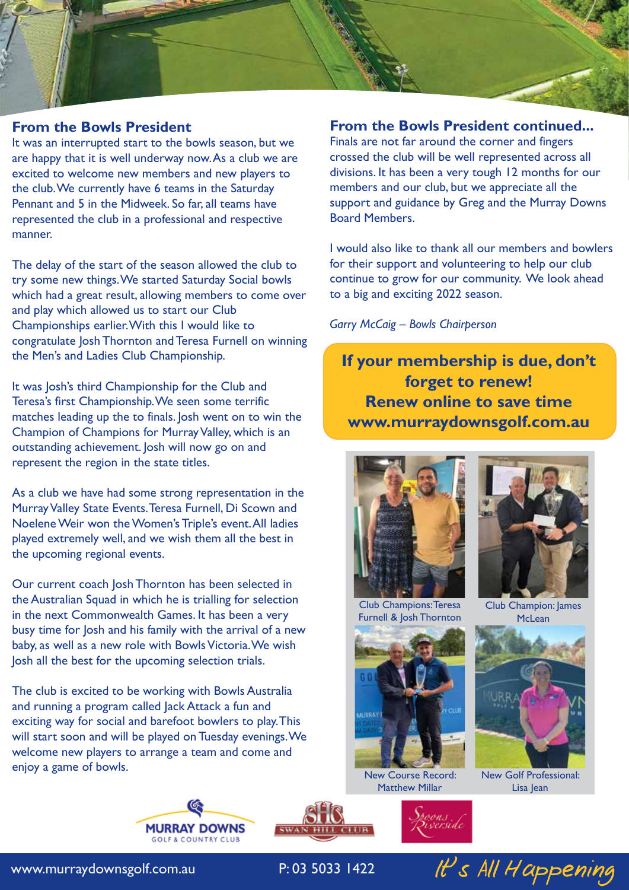## From the Bowls President

It was an interrupted start to the bowls season, but we are happy that it is well underway now. As a club we are excited to welcome new members and new players to the club. We currently have 6 teams in the Saturday Pennant and 5 in the Midweek. So far, all teams have represented the club in a professional and respective manner.

The delay of the start of the season allowed the club to try some new things. We started Saturday Social bowls which had a great result, allowing members to come over and play which allowed us to start our Club Championships earlier. With this I would like to congratulate Josh Thornton and Teresa Furnell on winning the Men's and Ladies Club Championship.

It was Josh's third Championship for the Club and Teresa's first Championship. We seen some terrific matches leading up the to finals. Josh went on to win the Champion of Champions for Murray Valley, which is an outstanding achievement. Josh will now go on and represent the region in the state titles.

As a club we have had some strong representation in the Murray Valley State Events. Teresa Furnell, Di Scown and Noelene Weir won the Women's Triple's event. All ladies played extremely well, and we wish them all the best in the upcoming regional events.

Our current coach Josh Thornton has been selected in the Australian Squad in which he is trialling for selection in the next Commonwealth Games. It has been a very busy time for Josh and his family with the arrival of a new baby, as well as a new role with Bowls Victoria. We wish Josh all the best for the upcoming selection trials.

The club is excited to be working with Bowls Australia and running a program called Jack Attack a fun and exciting way for social and barefoot bowlers to play. This will start soon and will be played on Tuesday evenings. We welcome new players to arrange a team and come and enjoy a game of bowls.

## From the Bowls President continued...

Finals are not far around the corner and fingers crossed the club will be well represented across all divisions. It has been a very tough 12 months for our members and our club, but we appreciate all the support and guidance by Greg and the Murray Downs Board Members.

I would also like to thank all our members and bowlers for their support and volunteering to help our club continue to grow for our community. We look ahead to a big and exciting 2022 season.

*Garry McCaig – Bowls Chairperson*

**If your membership is due, don't forget to renew!**
**Renew online to save time**
**www.murraydownsgolf.com.au**

Club Champions: Teresa Furnell & Josh Thornton

Club Champion: James McLean

New Course Record: Matthew Millar

New Golf Professional: Lisa Jean

MURRAY DOWNS GOLF & COUNTRY CLUB

SWAN HILL CLUB

Spoons Riverside

www.murraydownsgolf.com.au P: 03 5033 1422 *It's All Happening*